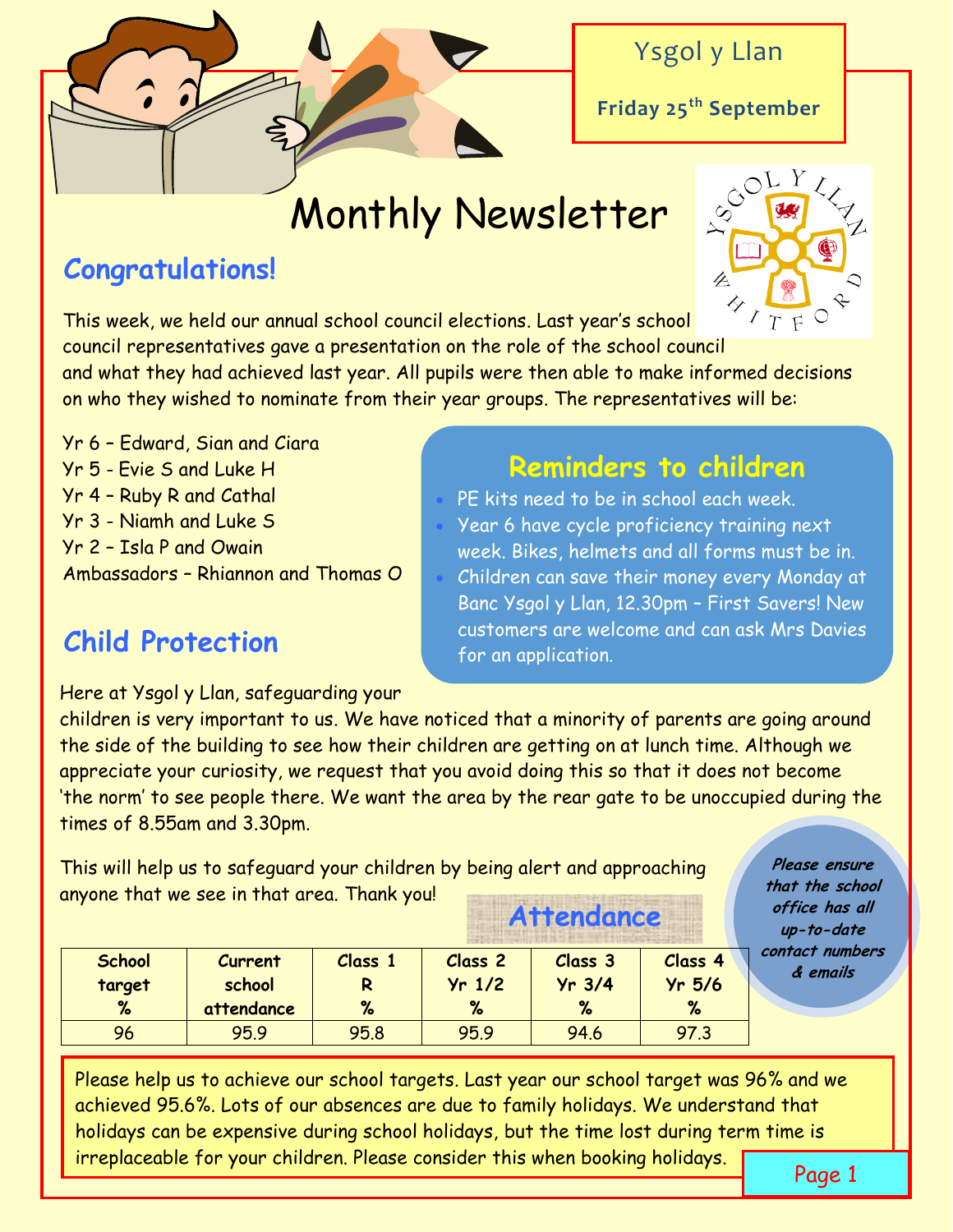Ysgol y Llan

**Friday 25th September**

# Monthly Newsletter

## Congratulations!

This week, we held our annual school council elections. Last year's school council representatives gave a presentation on the role of the school council and what they had achieved last year. All pupils were then able to make informed decisions on who they wished to nominate from their year groups. The representatives will be:

Yr 6 – Edward, Sian and Ciara
Yr 5 - Evie S and Luke H
Yr 4 – Ruby R and Cathal
Yr 3 - Niamh and Luke S
Yr 2 – Isla P and Owain
Ambassadors – Rhiannon and Thomas O

## Reminders to children

- PE kits need to be in school each week.
- Year 6 have cycle proficiency training next week. Bikes, helmets and all forms must be in.
- Children can save their money every Monday at Banc Ysgol y Llan, 12.30pm – First Savers! New customers are welcome and can ask Mrs Davies for an application.

## Child Protection

Here at Ysgol y Llan, safeguarding your children is very important to us. We have noticed that a minority of parents are going around the side of the building to see how their children are getting on at lunch time. Although we appreciate your curiosity, we request that you avoid doing this so that it does not become 'the norm' to see people there. We want the area by the rear gate to be unoccupied during the times of 8.55am and 3.30pm.

This will help us to safeguard your children by being alert and approaching anyone that we see in that area. Thank you!

***Please ensure that the school office has all up-to-date contact numbers & emails***

## Attendance

| School target % | Current school attendance | Class 1 R % | Class 2 Yr 1/2 % | Class 3 Yr 3/4 % | Class 4 Yr 5/6 % |
|---|---|---|---|---|---|
| 96 | 95.9 | 95.8 | 95.9 | 94.6 | 97.3 |

Please help us to achieve our school targets. Last year our school target was 96% and we achieved 95.6%. Lots of our absences are due to family holidays. We understand that holidays can be expensive during school holidays, but the time lost during term time is irreplaceable for your children. Please consider this when booking holidays.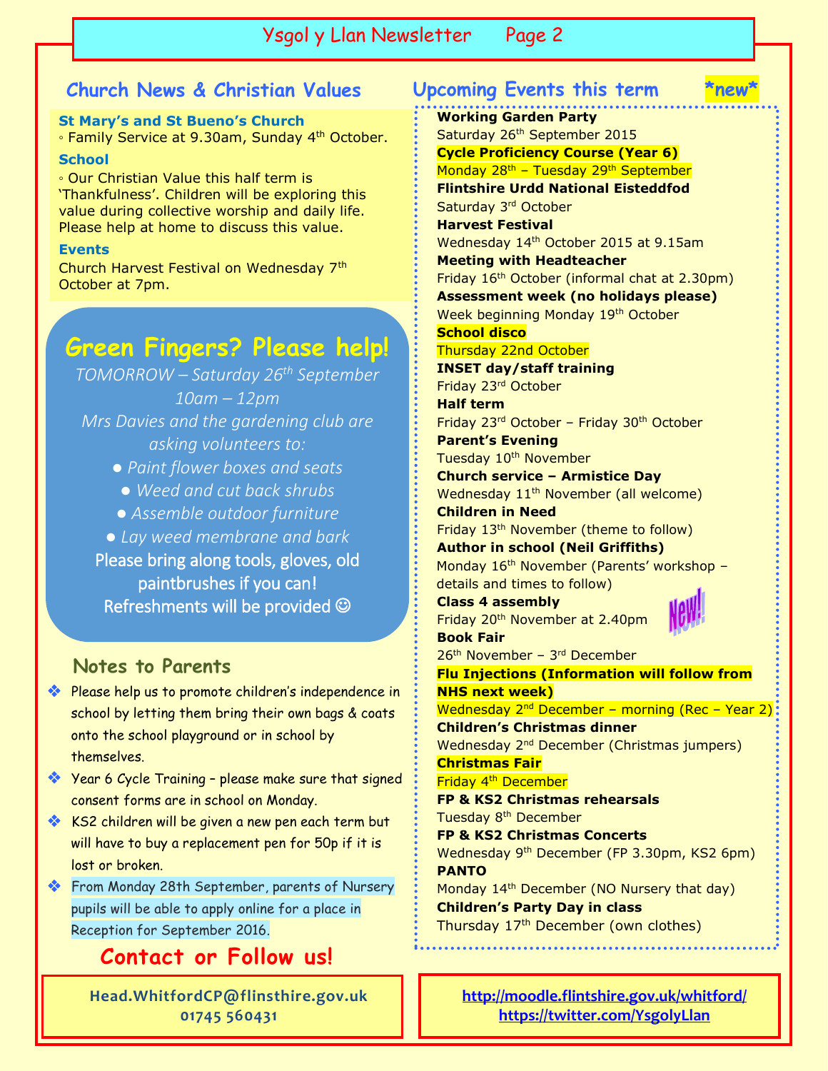## Church News & Christian Values

**St Mary's and St Bueno's Church**

◦ Family Service at 9.30am, Sunday 4th October.

**School**

◦ Our Christian Value this half term is 'Thankfulness'. Children will be exploring this value during collective worship and daily life. Please help at home to discuss this value.

**Events**

Church Harvest Festival on Wednesday 7th October at 7pm.

## Green Fingers? Please help!

*TOMORROW – Saturday 26th September*

*10am – 12pm*

*Mrs Davies and the gardening club are asking volunteers to:*

- *Paint flower boxes and seats*
- *Weed and cut back shrubs*
- *Assemble outdoor furniture*
- *Lay weed membrane and bark*

Please bring along tools, gloves, old paintbrushes if you can!

Refreshments will be provided ☺

## Notes to Parents

- Please help us to promote children's independence in school by letting them bring their own bags & coats onto the school playground or in school by themselves.
- Year 6 Cycle Training – please make sure that signed consent forms are in school on Monday.
- KS2 children will be given a new pen each term but will have to buy a replacement pen for 50p if it is lost or broken.
- From Monday 28th September, parents of Nursery pupils will be able to apply online for a place in Reception for September 2016.

## Upcoming Events this term *new*

**Working Garden Party**
Saturday 26th September 2015

**Cycle Proficiency Course (Year 6)**
Monday 28th – Tuesday 29th September

**Flintshire Urdd National Eisteddfod**
Saturday 3rd October

**Harvest Festival**
Wednesday 14th October 2015 at 9.15am

**Meeting with Headteacher**
Friday 16th October (informal chat at 2.30pm)

**Assessment week (no holidays please)**
Week beginning Monday 19th October

**School disco**
Thursday 22nd October

**INSET day/staff training**
Friday 23rd October

**Half term**
Friday 23rd October – Friday 30th October

**Parent's Evening**
Tuesday 10th November

**Church service – Armistice Day**
Wednesday 11th November (all welcome)

**Children in Need**
Friday 13th November (theme to follow)

**Author in school (Neil Griffiths)**
Monday 16th November (Parents' workshop – details and times to follow)

**Class 4 assembly**
Friday 20th November at 2.40pm

New!

**Book Fair**
26th November – 3rd December

**Flu Injections (Information will follow from NHS next week)**
Wednesday 2nd December – morning (Rec – Year 2)

**Children's Christmas dinner**
Wednesday 2nd December (Christmas jumpers)

**Christmas Fair**
Friday 4th December

**FP & KS2 Christmas rehearsals**
Tuesday 8th December

**FP & KS2 Christmas Concerts**
Wednesday 9th December (FP 3.30pm, KS2 6pm)

**PANTO**
Monday 14th December (NO Nursery that day)

**Children's Party Day in class**
Thursday 17th December (own clothes)

## Contact or Follow us!

**Head.WhitfordCP@flinsthire.gov.uk**
**01745 560431**

http://moodle.flintshire.gov.uk/whitford/
https://twitter.com/YsgolyLlan